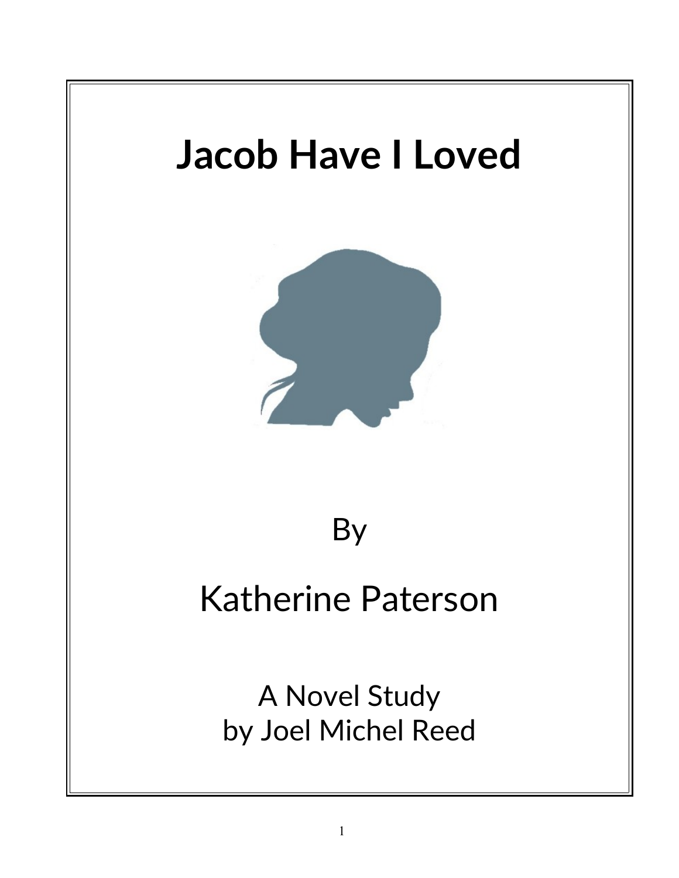# Jacob Have I Loved

By

Katherine Paterson

A Novel Study
by Joel Michel Reed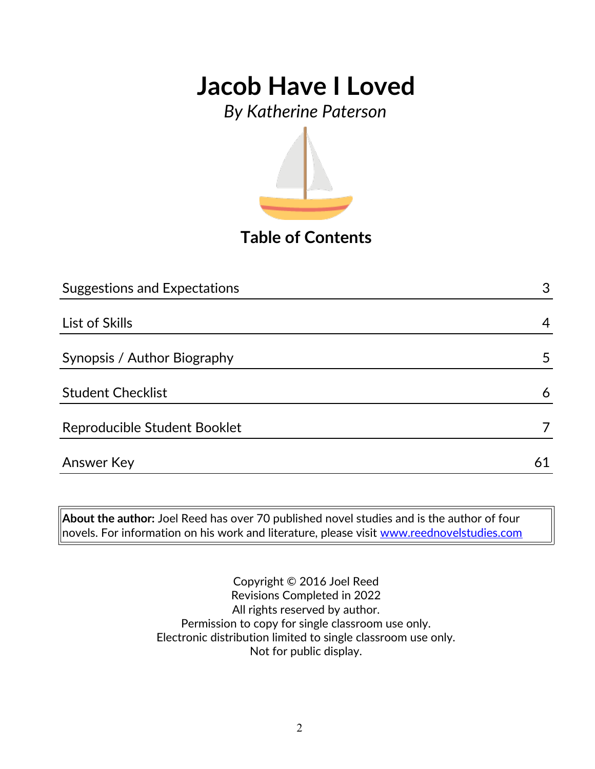# Jacob Have I Loved

*By Katherine Paterson*

## Table of Contents

| Section | Page |
|---|---|
| Suggestions and Expectations | 3 |
| List of Skills | 4 |
| Synopsis / Author Biography | 5 |
| Student Checklist | 6 |
| Reproducible Student Booklet | 7 |
| Answer Key | 61 |

**About the author:** Joel Reed has over 70 published novel studies and is the author of four novels. For information on his work and literature, please visit www.reednovelstudies.com

Copyright © 2016 Joel Reed
Revisions Completed in 2022
All rights reserved by author.
Permission to copy for single classroom use only.
Electronic distribution limited to single classroom use only.
Not for public display.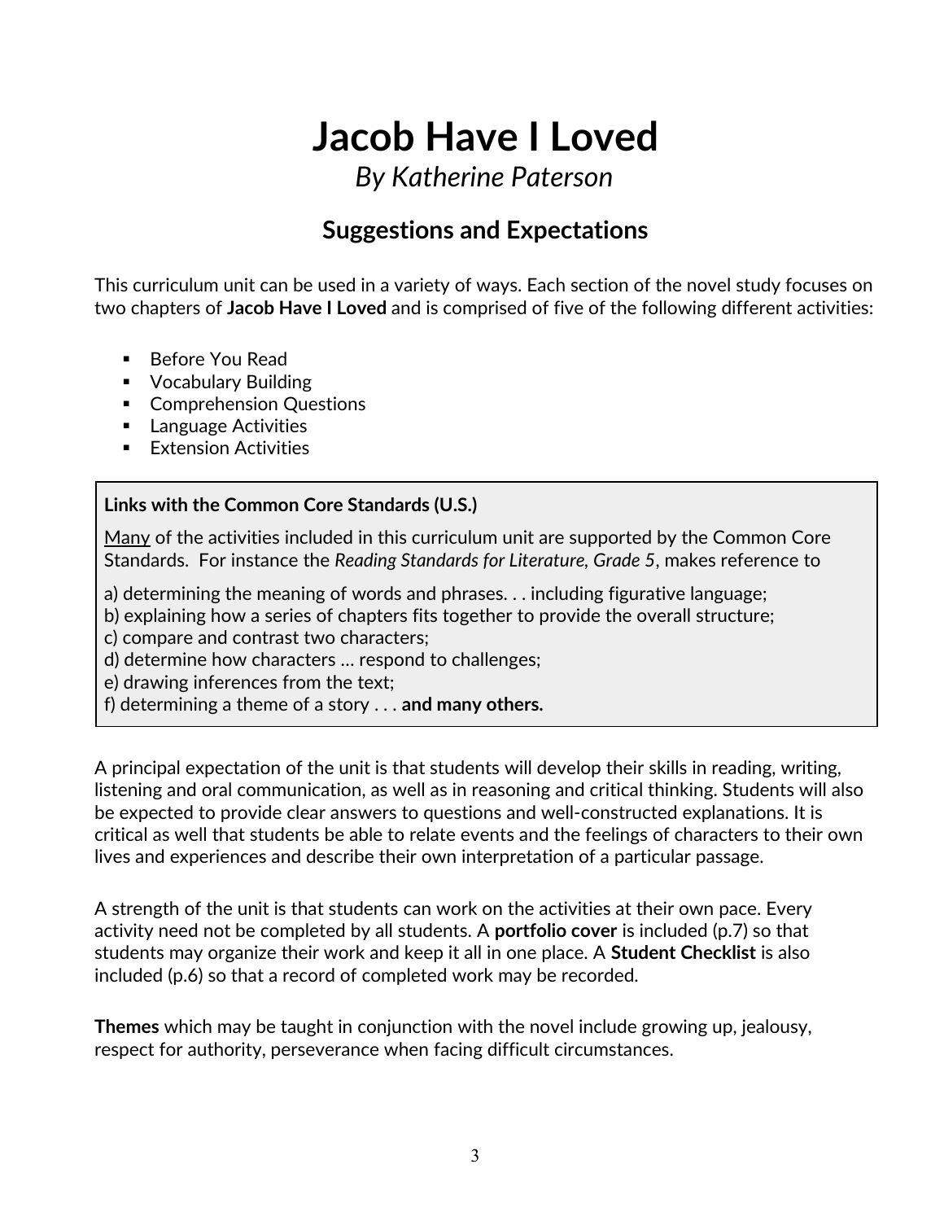# Jacob Have I Loved

*By Katherine Paterson*

## Suggestions and Expectations

This curriculum unit can be used in a variety of ways. Each section of the novel study focuses on two chapters of **Jacob Have I Loved** and is comprised of five of the following different activities:

- Before You Read
- Vocabulary Building
- Comprehension Questions
- Language Activities
- Extension Activities

**Links with the Common Core Standards (U.S.)**

Many of the activities included in this curriculum unit are supported by the Common Core Standards. For instance the *Reading Standards for Literature, Grade 5*, makes reference to

a) determining the meaning of words and phrases. . . including figurative language;
b) explaining how a series of chapters fits together to provide the overall structure;
c) compare and contrast two characters;
d) determine how characters … respond to challenges;
e) drawing inferences from the text;
f) determining a theme of a story . . . **and many others.**

A principal expectation of the unit is that students will develop their skills in reading, writing, listening and oral communication, as well as in reasoning and critical thinking. Students will also be expected to provide clear answers to questions and well-constructed explanations. It is critical as well that students be able to relate events and the feelings of characters to their own lives and experiences and describe their own interpretation of a particular passage.

A strength of the unit is that students can work on the activities at their own pace. Every activity need not be completed by all students. A **portfolio cover** is included (p.7) so that students may organize their work and keep it all in one place. A **Student Checklist** is also included (p.6) so that a record of completed work may be recorded.

**Themes** which may be taught in conjunction with the novel include growing up, jealousy, respect for authority, perseverance when facing difficult circumstances.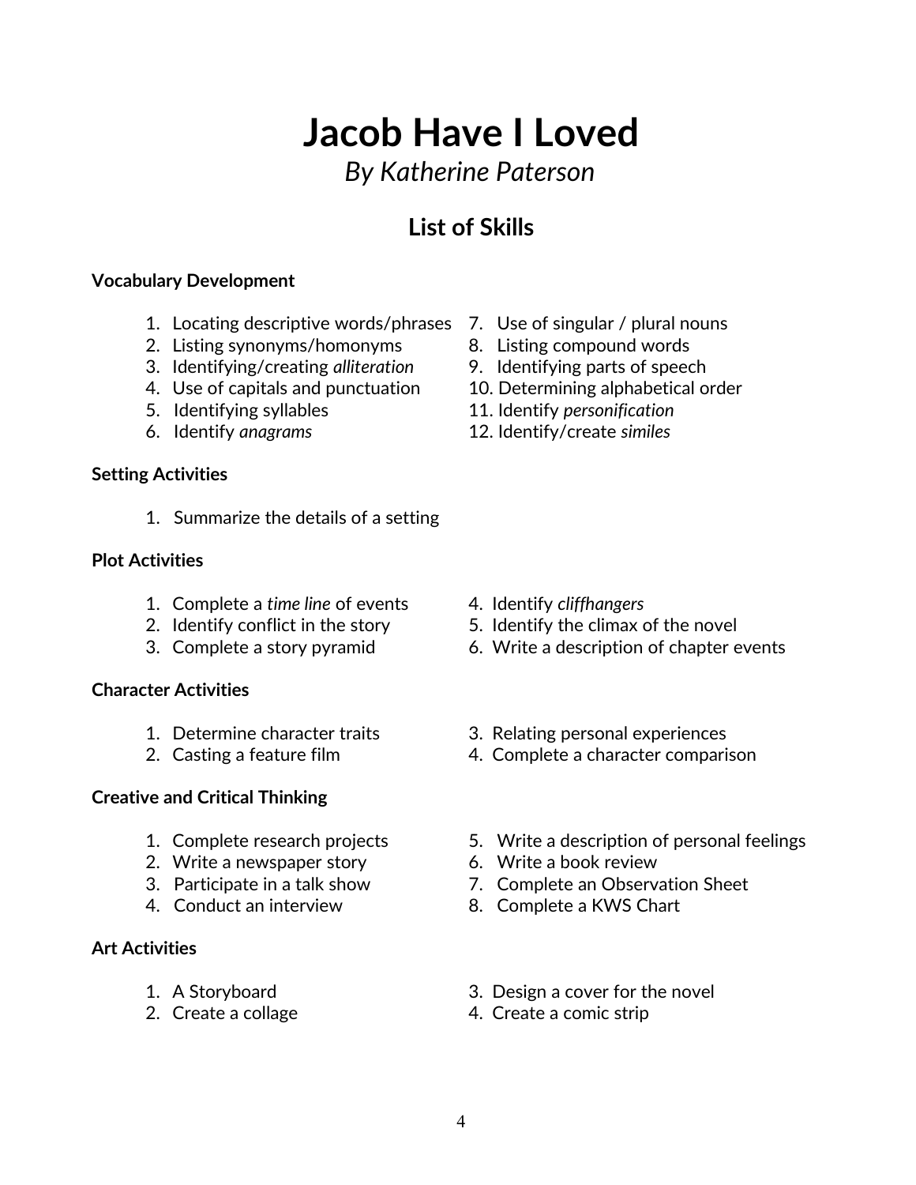# Jacob Have I Loved

*By Katherine Paterson*

## List of Skills

**Vocabulary Development**

1. Locating descriptive words/phrases
2. Listing synonyms/homonyms
3. Identifying/creating *alliteration*
4. Use of capitals and punctuation
5. Identifying syllables
6. Identify *anagrams*
7. Use of singular / plural nouns
8. Listing compound words
9. Identifying parts of speech
10. Determining alphabetical order
11. Identify *personification*
12. Identify/create *similes*

**Setting Activities**

1. Summarize the details of a setting

**Plot Activities**

1. Complete a *time line* of events
2. Identify conflict in the story
3. Complete a story pyramid
4. Identify *cliffhangers*
5. Identify the climax of the novel
6. Write a description of chapter events

**Character Activities**

1. Determine character traits
2. Casting a feature film
3. Relating personal experiences
4. Complete a character comparison

**Creative and Critical Thinking**

1. Complete research projects
2. Write a newspaper story
3. Participate in a talk show
4. Conduct an interview
5. Write a description of personal feelings
6. Write a book review
7. Complete an Observation Sheet
8. Complete a KWS Chart

**Art Activities**

1. A Storyboard
2. Create a collage
3. Design a cover for the novel
4. Create a comic strip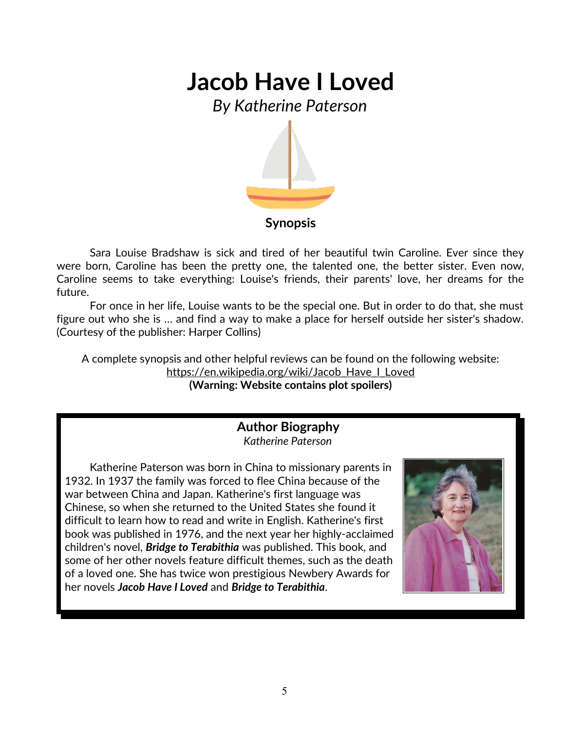# Jacob Have I Loved

*By Katherine Paterson*

**Synopsis**

Sara Louise Bradshaw is sick and tired of her beautiful twin Caroline. Ever since they were born, Caroline has been the pretty one, the talented one, the better sister. Even now, Caroline seems to take everything: Louise's friends, their parents' love, her dreams for the future.

For once in her life, Louise wants to be the special one. But in order to do that, she must figure out who she is ... and find a way to make a place for herself outside her sister's shadow. (Courtesy of the publisher: Harper Collins)

A complete synopsis and other helpful reviews can be found on the following website:
https://en.wikipedia.org/wiki/Jacob_Have_I_Loved
**(Warning: Website contains plot spoilers)**

## Author Biography

*Katherine Paterson*

Katherine Paterson was born in China to missionary parents in 1932. In 1937 the family was forced to flee China because of the war between China and Japan. Katherine's first language was Chinese, so when she returned to the United States she found it difficult to learn how to read and write in English. Katherine's first book was published in 1976, and the next year her highly-acclaimed children's novel, ***Bridge to Terabithia*** was published. This book, and some of her other novels feature difficult themes, such as the death of a loved one. She has twice won prestigious Newbery Awards for her novels ***Jacob Have I Loved*** and ***Bridge to Terabithia***.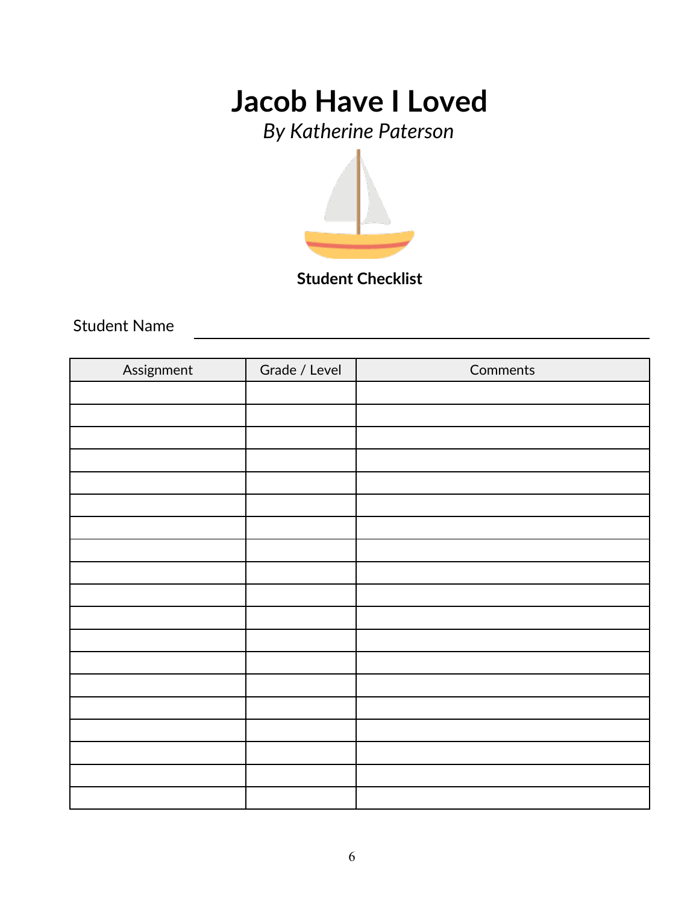# Jacob Have I Loved

*By Katherine Paterson*

**Student Checklist**

Student Name ______________________________

| Assignment | Grade / Level | Comments |
|---|---|---|
| | | |
| | | |
| | | |
| | | |
| | | |
| | | |
| | | |
| | | |
| | | |
| | | |
| | | |
| | | |
| | | |
| | | |
| | | |
| | | |
| | | |
| | | |
| | | |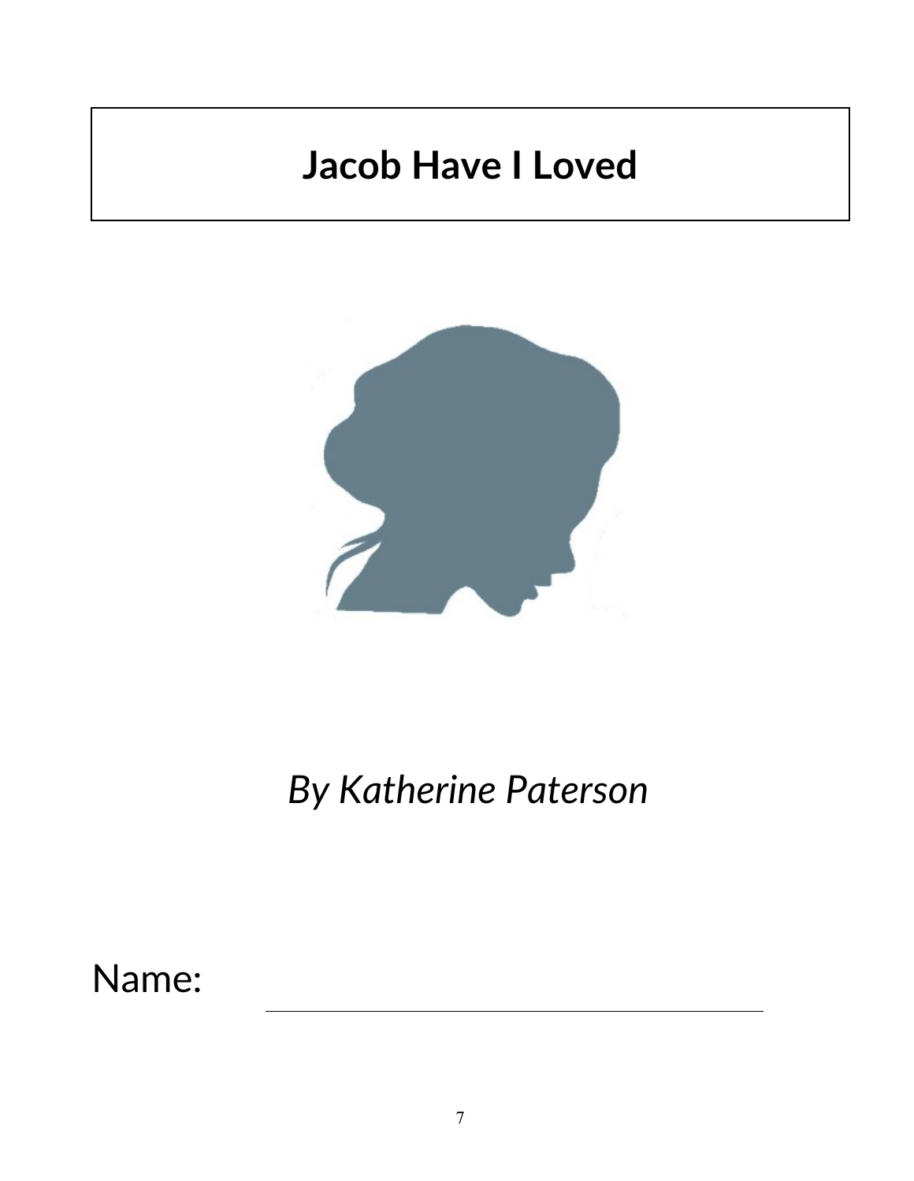# Jacob Have I Loved

*By Katherine Paterson*

Name: \_\_\_\_\_\_\_\_\_\_\_\_\_\_\_\_\_\_\_\_\_\_\_\_\_\_\_\_\_\_\_\_\_\_\_\_\_\_\_\_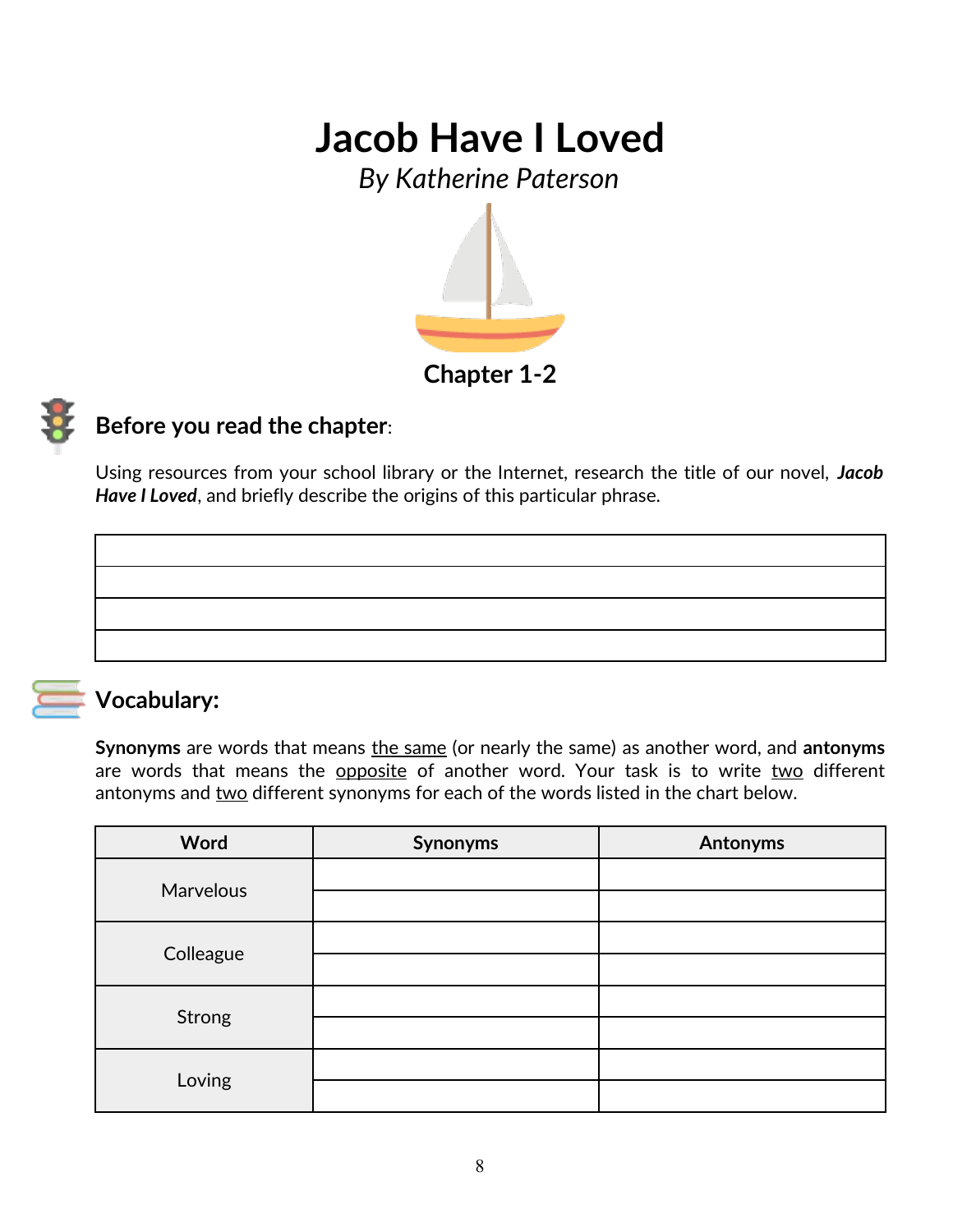# Jacob Have I Loved

*By Katherine Paterson*

**Chapter 1-2**

## Before you read the chapter:

Using resources from your school library or the Internet, research the title of our novel, ***Jacob Have I Loved***, and briefly describe the origins of this particular phrase.

| |
|---|
| |
| |
| |
| |

## Vocabulary:

**Synonyms** are words that means the same (or nearly the same) as another word, and **antonyms** are words that means the opposite of another word. Your task is to write two different antonyms and two different synonyms for each of the words listed in the chart below.

| Word | Synonyms | Antonyms |
|---|---|---|
| Marvelous | | |
| | | |
| Colleague | | |
| | | |
| Strong | | |
| | | |
| Loving | | |
| | | |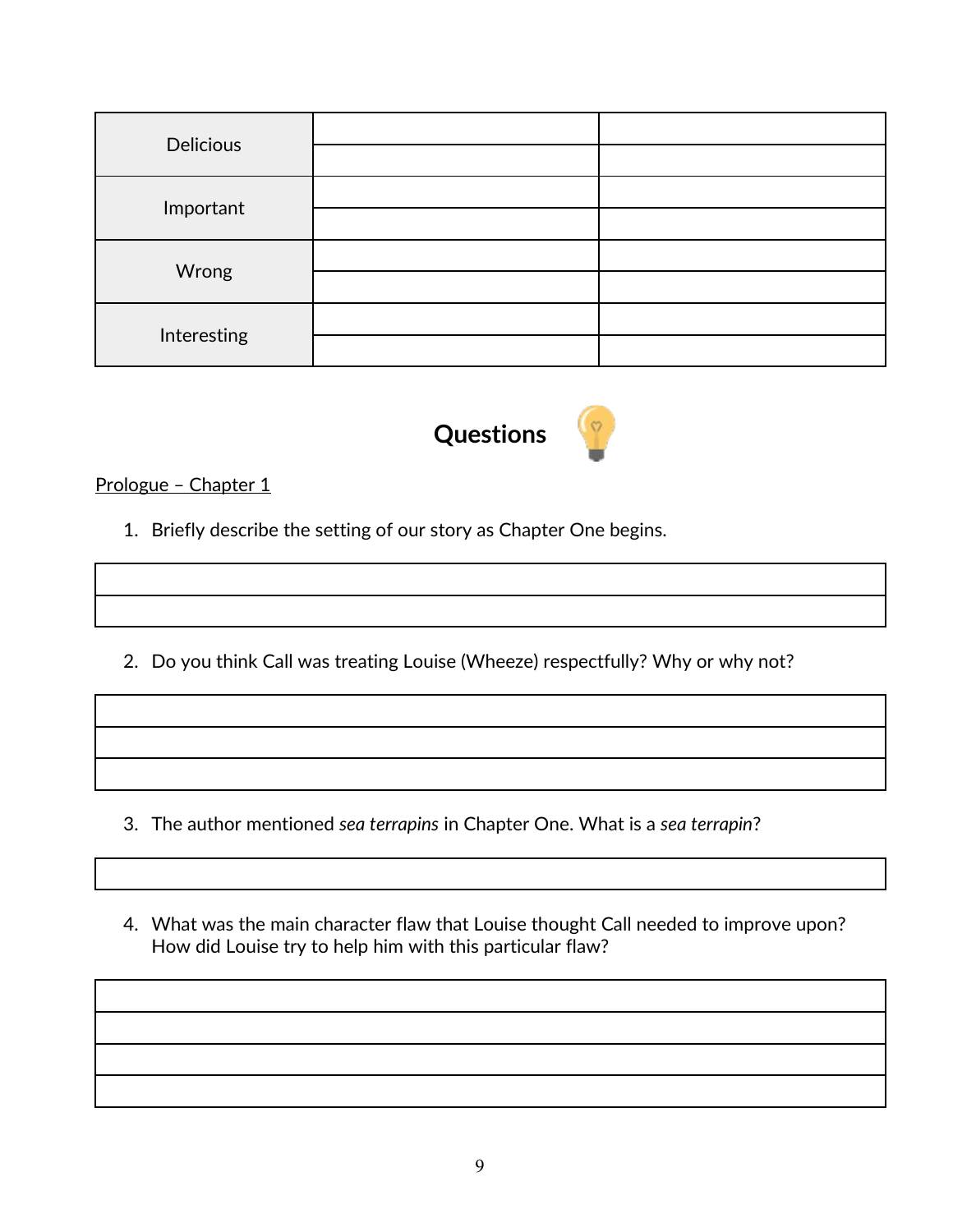| | | |
|---|---|---|
| Delicious | | |
| | | |
| Important | | |
| | | |
| Wrong | | |
| | | |
| Interesting | | |
| | | |

## Questions

<u>Prologue – Chapter 1</u>

1. Briefly describe the setting of our story as Chapter One begins.

| |
|---|
| |
| |

2. Do you think Call was treating Louise (Wheeze) respectfully? Why or why not?

| |
|---|
| |
| |
| |

3. The author mentioned *sea terrapins* in Chapter One. What is a *sea terrapin*?

| |
|---|
| |

4. What was the main character flaw that Louise thought Call needed to improve upon? How did Louise try to help him with this particular flaw?

| |
|---|
| |
| |
| |
| |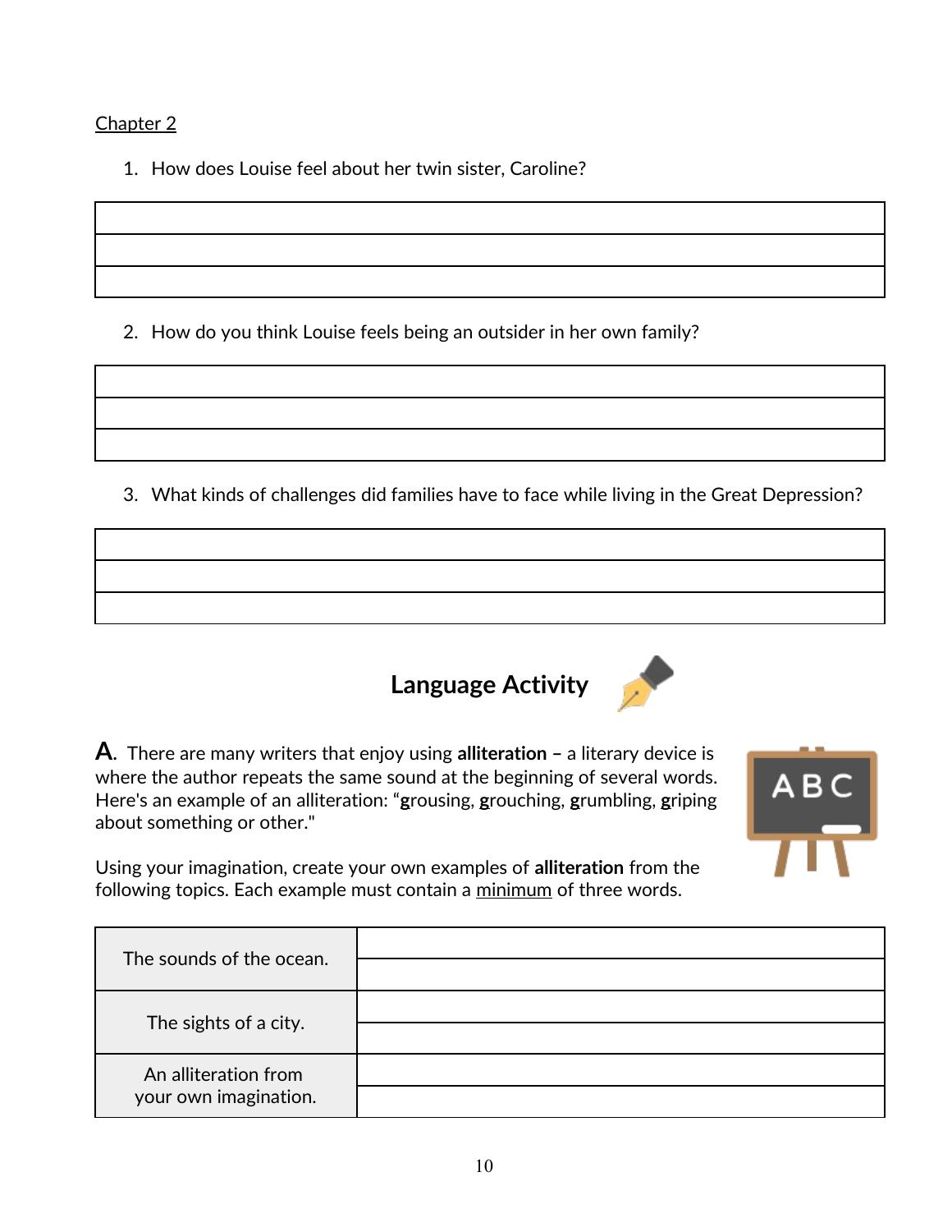Chapter 2

1. How does Louise feel about her twin sister, Caroline?

| |
|---|
| |
| |
| |

2. How do you think Louise feels being an outsider in her own family?

| |
|---|
| |
| |
| |

3. What kinds of challenges did families have to face while living in the Great Depression?

| |
|---|
| |
| |
| |

## Language Activity

**A.** There are many writers that enjoy using **alliteration –** a literary device is where the author repeats the same sound at the beginning of several words. Here's an example of an alliteration: "**g**rousing, **g**rouching, **g**rumbling, **g**riping about something or other."

Using your imagination, create your own examples of **alliteration** from the following topics. Each example must contain a minimum of three words.

| | |
|---|---|
| The sounds of the ocean. | |
| The sights of a city. | |
| An alliteration from your own imagination. | |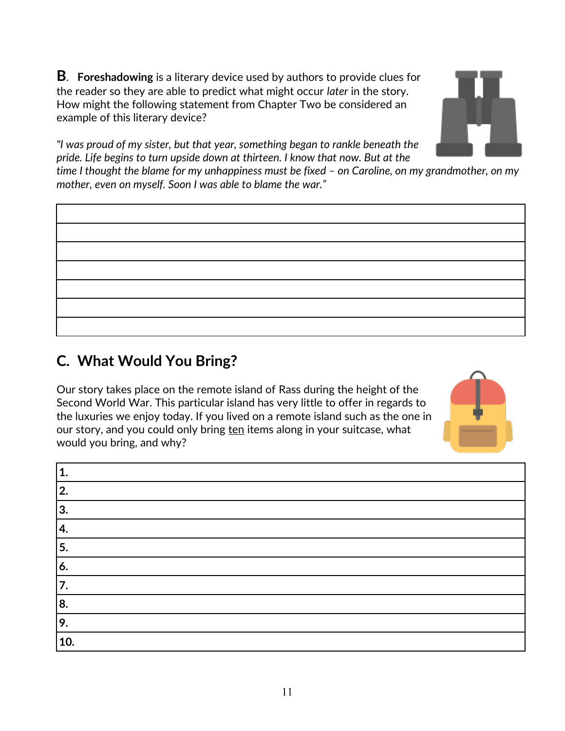**B**. **Foreshadowing** is a literary device used by authors to provide clues for the reader so they are able to predict what might occur *later* in the story. How might the following statement from Chapter Two be considered an example of this literary device?

*"I was proud of my sister, but that year, something began to rankle beneath the pride. Life begins to turn upside down at thirteen. I know that now. But at the time I thought the blame for my unhappiness must be fixed – on Caroline, on my grandmother, on my mother, even on myself. Soon I was able to blame the war."*

| |
|---|
| |
| |
| |
| |
| |
| |

## C. What Would You Bring?

Our story takes place on the remote island of Rass during the height of the Second World War. This particular island has very little to offer in regards to the luxuries we enjoy today. If you lived on a remote island such as the one in our story, and you could only bring <u>ten</u> items along in your suitcase, what would you bring, and why?

| |
|---|
| **1.** |
| **2.** |
| **3.** |
| **4.** |
| **5.** |
| **6.** |
| **7.** |
| **8.** |
| **9.** |
| **10.** |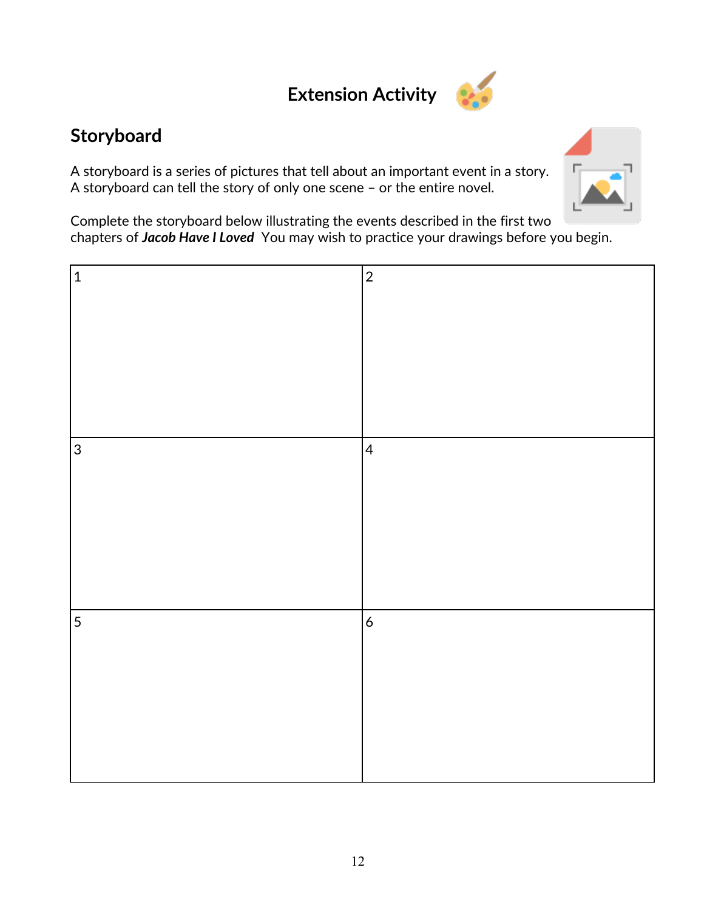# Extension Activity

## Storyboard

A storyboard is a series of pictures that tell about an important event in a story. A storyboard can tell the story of only one scene – or the entire novel.

Complete the storyboard below illustrating the events described in the first two chapters of ***Jacob Have I Loved*** You may wish to practice your drawings before you begin.

| | |
|---|---|
| 1 | 2 |
| 3 | 4 |
| 5 | 6 |